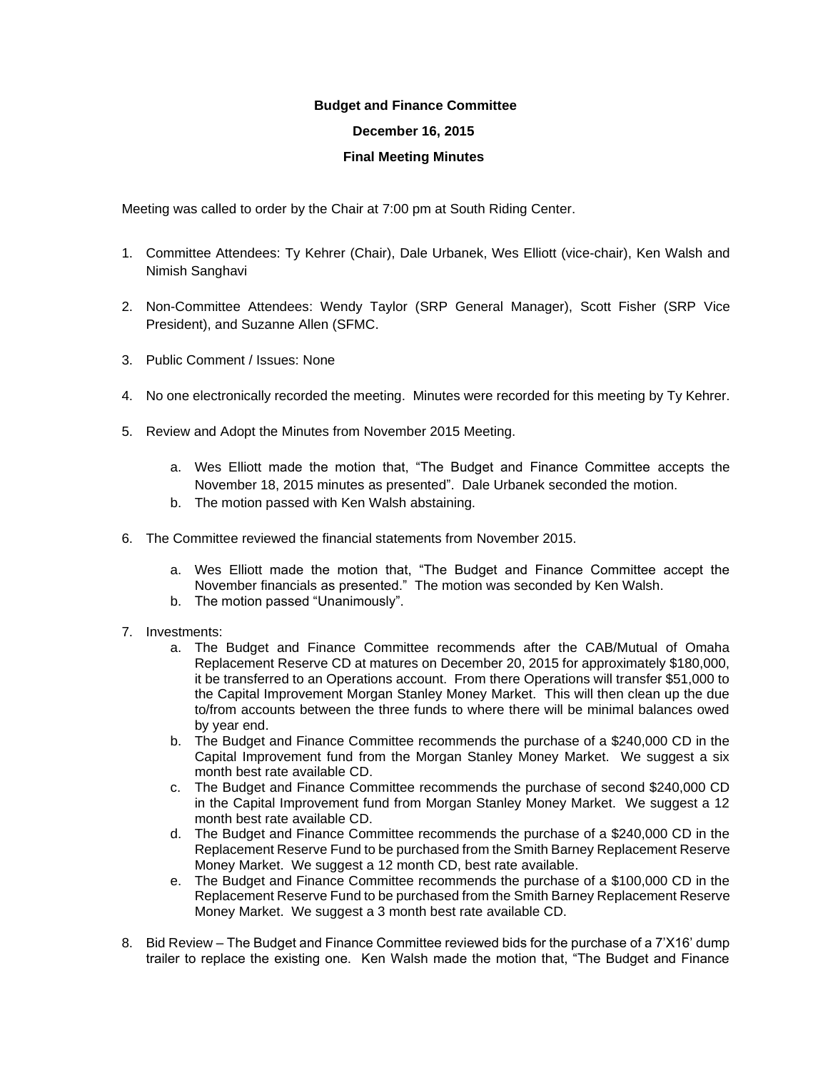**Budget and Finance Committee**

**December 16, 2015**

**Final Meeting Minutes**

Meeting was called to order by the Chair at 7:00 pm at South Riding Center.

1. Committee Attendees: Ty Kehrer (Chair), Dale Urbanek, Wes Elliott (vice-chair), Ken Walsh and Nimish Sanghavi

2. Non-Committee Attendees: Wendy Taylor (SRP General Manager), Scott Fisher (SRP Vice President), and Suzanne Allen (SFMC.

3. Public Comment / Issues: None

4. No one electronically recorded the meeting. Minutes were recorded for this meeting by Ty Kehrer.

5. Review and Adopt the Minutes from November 2015 Meeting.

   a. Wes Elliott made the motion that, "The Budget and Finance Committee accepts the November 18, 2015 minutes as presented". Dale Urbanek seconded the motion.
   b. The motion passed with Ken Walsh abstaining.

6. The Committee reviewed the financial statements from November 2015.

   a. Wes Elliott made the motion that, "The Budget and Finance Committee accept the November financials as presented." The motion was seconded by Ken Walsh.
   b. The motion passed "Unanimously".

7. Investments:
   a. The Budget and Finance Committee recommends after the CAB/Mutual of Omaha Replacement Reserve CD at matures on December 20, 2015 for approximately $180,000, it be transferred to an Operations account. From there Operations will transfer $51,000 to the Capital Improvement Morgan Stanley Money Market. This will then clean up the due to/from accounts between the three funds to where there will be minimal balances owed by year end.
   b. The Budget and Finance Committee recommends the purchase of a $240,000 CD in the Capital Improvement fund from the Morgan Stanley Money Market. We suggest a six month best rate available CD.
   c. The Budget and Finance Committee recommends the purchase of second $240,000 CD in the Capital Improvement fund from Morgan Stanley Money Market. We suggest a 12 month best rate available CD.
   d. The Budget and Finance Committee recommends the purchase of a $240,000 CD in the Replacement Reserve Fund to be purchased from the Smith Barney Replacement Reserve Money Market. We suggest a 12 month CD, best rate available.
   e. The Budget and Finance Committee recommends the purchase of a $100,000 CD in the Replacement Reserve Fund to be purchased from the Smith Barney Replacement Reserve Money Market. We suggest a 3 month best rate available CD.

8. Bid Review – The Budget and Finance Committee reviewed bids for the purchase of a 7'X16' dump trailer to replace the existing one. Ken Walsh made the motion that, "The Budget and Finance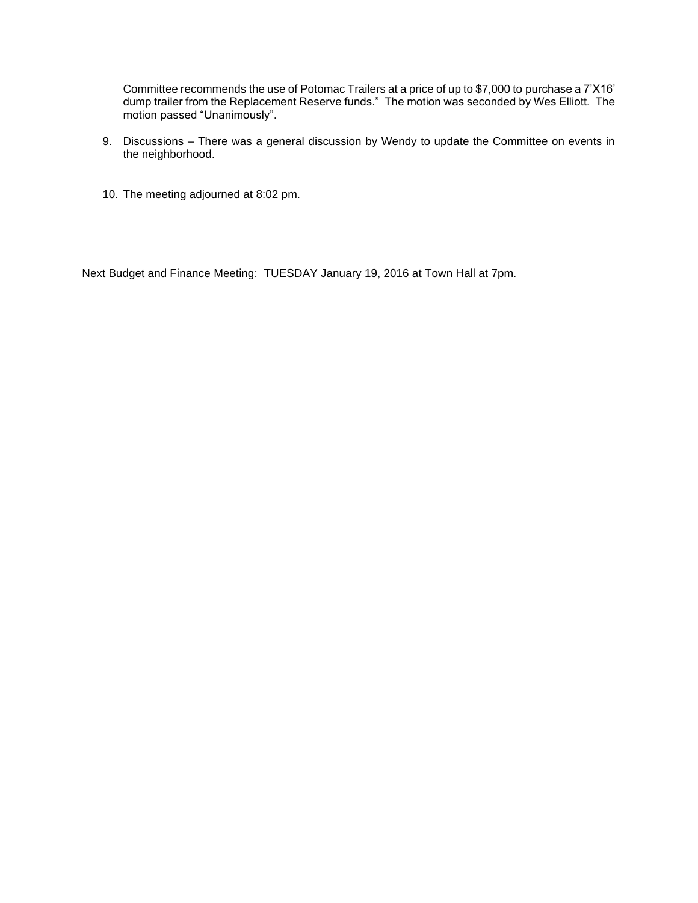Committee recommends the use of Potomac Trailers at a price of up to $7,000 to purchase a 7'X16' dump trailer from the Replacement Reserve funds." The motion was seconded by Wes Elliott. The motion passed "Unanimously".

9. Discussions – There was a general discussion by Wendy to update the Committee on events in the neighborhood.

10. The meeting adjourned at 8:02 pm.

Next Budget and Finance Meeting: TUESDAY January 19, 2016 at Town Hall at 7pm.